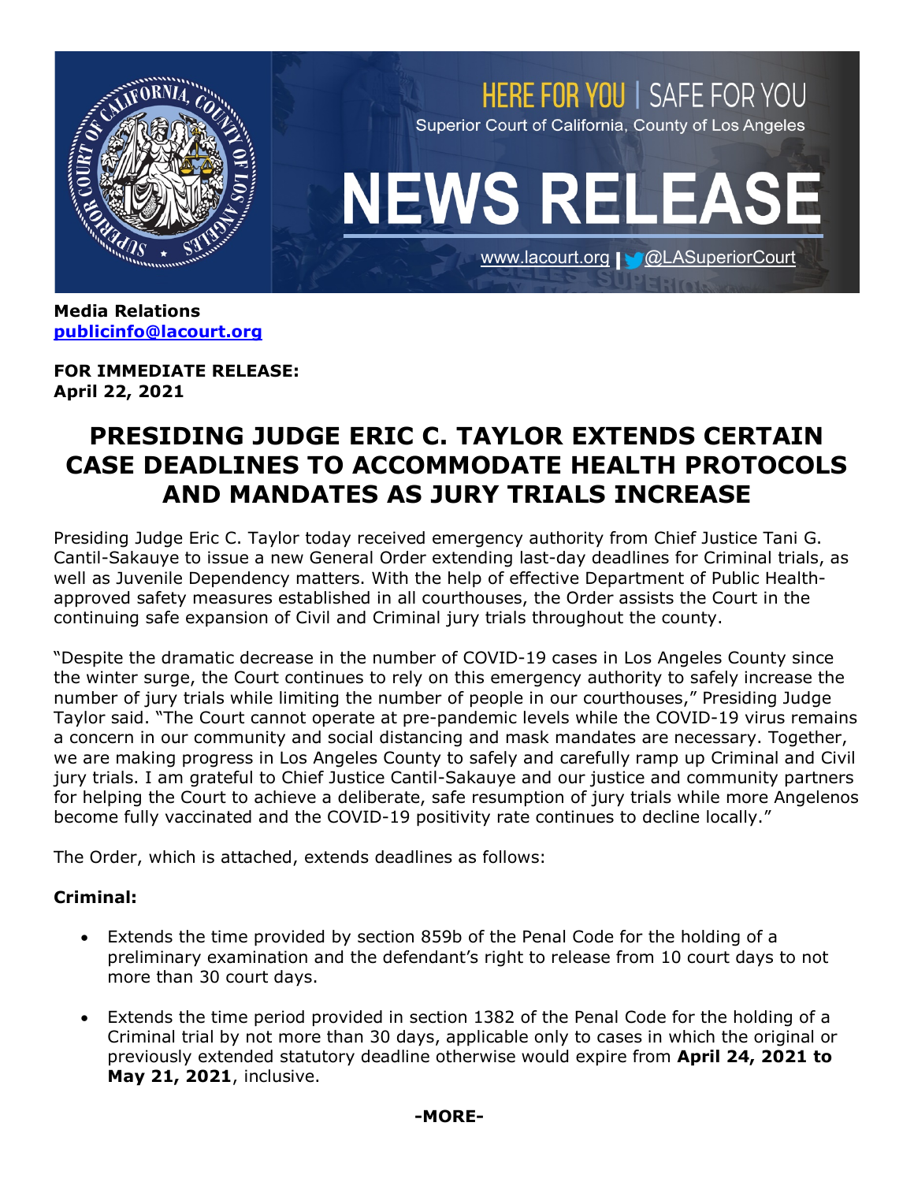HERE FOR YOU | SAFE FOR YOU

Superior Court of California, County of Los Angeles

# NEWS RELEASE

www.lacourt.org | @LASuperiorCourt

**Media Relations**
**publicinfo@lacourt.org**

**FOR IMMEDIATE RELEASE:**
**April 22, 2021**

## PRESIDING JUDGE ERIC C. TAYLOR EXTENDS CERTAIN CASE DEADLINES TO ACCOMMODATE HEALTH PROTOCOLS AND MANDATES AS JURY TRIALS INCREASE

Presiding Judge Eric C. Taylor today received emergency authority from Chief Justice Tani G. Cantil-Sakauye to issue a new General Order extending last-day deadlines for Criminal trials, as well as Juvenile Dependency matters. With the help of effective Department of Public Health-approved safety measures established in all courthouses, the Order assists the Court in the continuing safe expansion of Civil and Criminal jury trials throughout the county.

"Despite the dramatic decrease in the number of COVID-19 cases in Los Angeles County since the winter surge, the Court continues to rely on this emergency authority to safely increase the number of jury trials while limiting the number of people in our courthouses," Presiding Judge Taylor said. "The Court cannot operate at pre-pandemic levels while the COVID-19 virus remains a concern in our community and social distancing and mask mandates are necessary. Together, we are making progress in Los Angeles County to safely and carefully ramp up Criminal and Civil jury trials. I am grateful to Chief Justice Cantil-Sakauye and our justice and community partners for helping the Court to achieve a deliberate, safe resumption of jury trials while more Angelenos become fully vaccinated and the COVID-19 positivity rate continues to decline locally."

The Order, which is attached, extends deadlines as follows:

**Criminal:**

- Extends the time provided by section 859b of the Penal Code for the holding of a preliminary examination and the defendant's right to release from 10 court days to not more than 30 court days.
- Extends the time period provided in section 1382 of the Penal Code for the holding of a Criminal trial by not more than 30 days, applicable only to cases in which the original or previously extended statutory deadline otherwise would expire from **April 24, 2021 to May 21, 2021**, inclusive.

**-MORE-**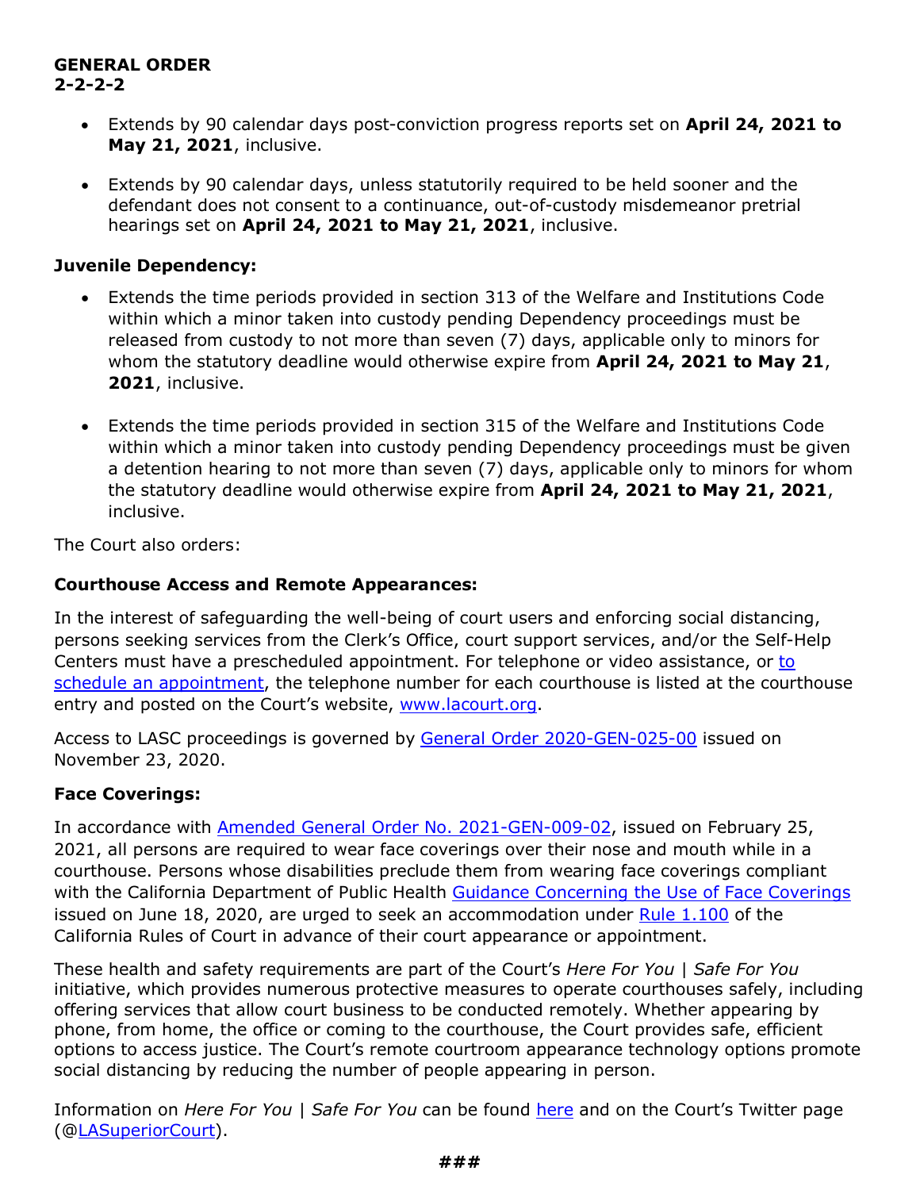**GENERAL ORDER**
**2-2-2-2**

- Extends by 90 calendar days post-conviction progress reports set on **April 24, 2021 to May 21, 2021**, inclusive.
- Extends by 90 calendar days, unless statutorily required to be held sooner and the defendant does not consent to a continuance, out-of-custody misdemeanor pretrial hearings set on **April 24, 2021 to May 21, 2021**, inclusive.

**Juvenile Dependency:**

- Extends the time periods provided in section 313 of the Welfare and Institutions Code within which a minor taken into custody pending Dependency proceedings must be released from custody to not more than seven (7) days, applicable only to minors for whom the statutory deadline would otherwise expire from **April 24, 2021 to May 21**, **2021**, inclusive.
- Extends the time periods provided in section 315 of the Welfare and Institutions Code within which a minor taken into custody pending Dependency proceedings must be given a detention hearing to not more than seven (7) days, applicable only to minors for whom the statutory deadline would otherwise expire from **April 24, 2021 to May 21, 2021**, inclusive.

The Court also orders:

**Courthouse Access and Remote Appearances:**

In the interest of safeguarding the well-being of court users and enforcing social distancing, persons seeking services from the Clerk's Office, court support services, and/or the Self-Help Centers must have a prescheduled appointment. For telephone or video assistance, or to schedule an appointment, the telephone number for each courthouse is listed at the courthouse entry and posted on the Court's website, www.lacourt.org.

Access to LASC proceedings is governed by General Order 2020-GEN-025-00 issued on November 23, 2020.

**Face Coverings:**

In accordance with Amended General Order No. 2021-GEN-009-02, issued on February 25, 2021, all persons are required to wear face coverings over their nose and mouth while in a courthouse. Persons whose disabilities preclude them from wearing face coverings compliant with the California Department of Public Health Guidance Concerning the Use of Face Coverings issued on June 18, 2020, are urged to seek an accommodation under Rule 1.100 of the California Rules of Court in advance of their court appearance or appointment.

These health and safety requirements are part of the Court's *Here For You | Safe For You* initiative, which provides numerous protective measures to operate courthouses safely, including offering services that allow court business to be conducted remotely. Whether appearing by phone, from home, the office or coming to the courthouse, the Court provides safe, efficient options to access justice. The Court's remote courtroom appearance technology options promote social distancing by reducing the number of people appearing in person.

Information on *Here For You | Safe For You* can be found here and on the Court's Twitter page (@LASuperiorCourt).

***###***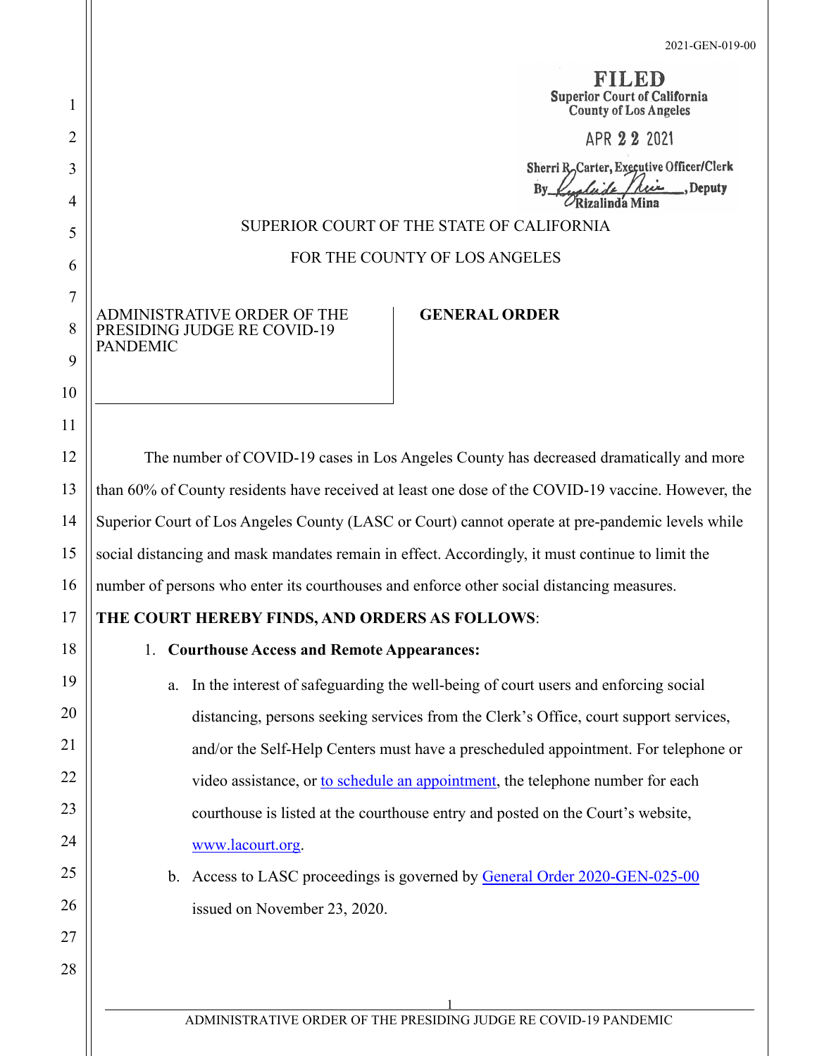2021-GEN-019-00

**FILED**
Superior Court of California
County of Los Angeles

APR 22 2021

Sherri R. Carter, Executive Officer/Clerk
By Rizalinda Mina, Deputy

SUPERIOR COURT OF THE STATE OF CALIFORNIA

FOR THE COUNTY OF LOS ANGELES

| ADMINISTRATIVE ORDER OF THE PRESIDING JUDGE RE COVID-19 PANDEMIC | **GENERAL ORDER** |
|---|---|

The number of COVID-19 cases in Los Angeles County has decreased dramatically and more than 60% of County residents have received at least one dose of the COVID-19 vaccine. However, the Superior Court of Los Angeles County (LASC or Court) cannot operate at pre-pandemic levels while social distancing and mask mandates remain in effect. Accordingly, it must continue to limit the number of persons who enter its courthouses and enforce other social distancing measures.

**THE COURT HEREBY FINDS, AND ORDERS AS FOLLOWS**:

1. **Courthouse Access and Remote Appearances:**

   a. In the interest of safeguarding the well-being of court users and enforcing social distancing, persons seeking services from the Clerk's Office, court support services, and/or the Self-Help Centers must have a prescheduled appointment. For telephone or video assistance, or to schedule an appointment, the telephone number for each courthouse is listed at the courthouse entry and posted on the Court's website, www.lacourt.org.

   b. Access to LASC proceedings is governed by General Order 2020-GEN-025-00 issued on November 23, 2020.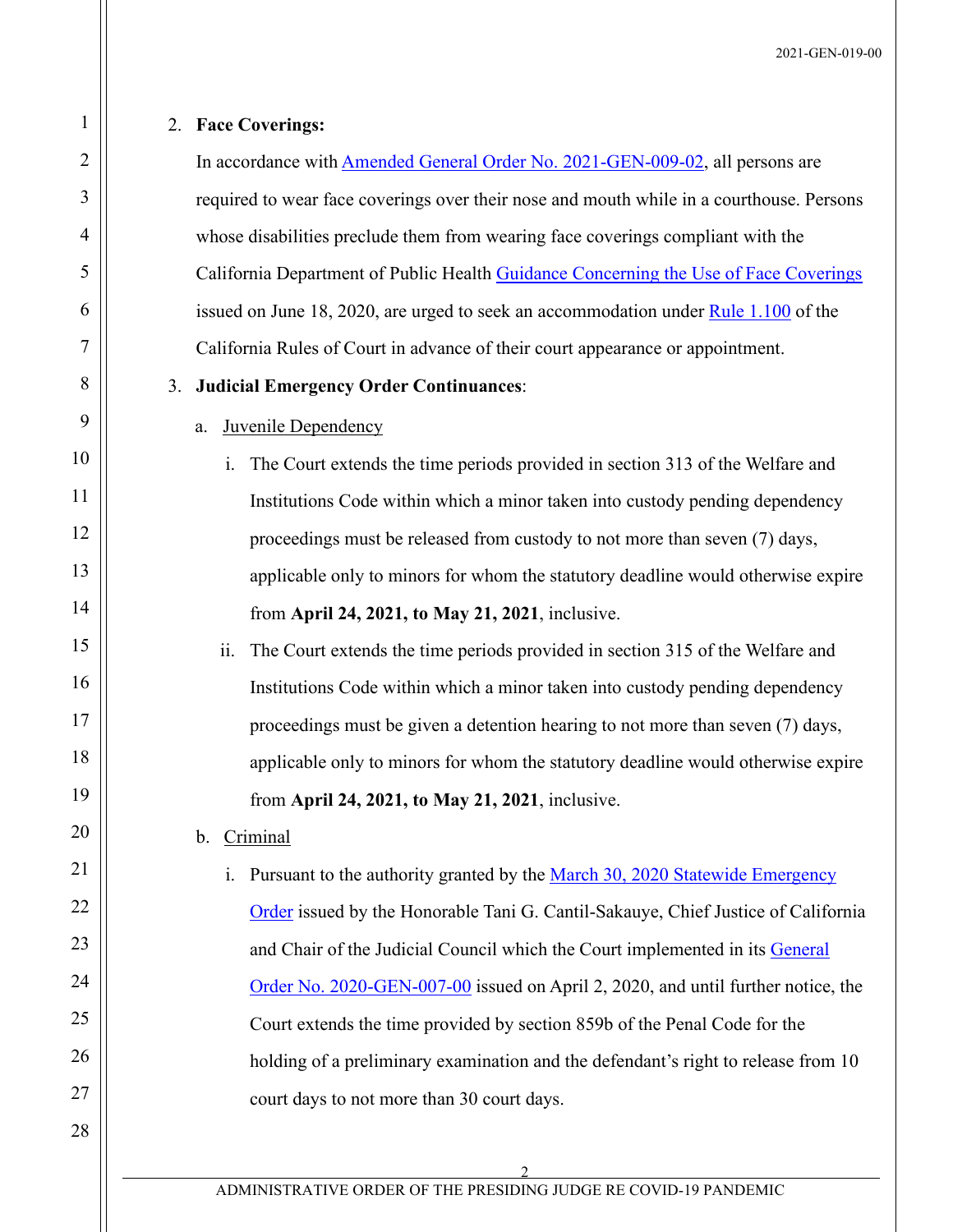2. **Face Coverings:**

   In accordance with Amended General Order No. 2021-GEN-009-02, all persons are required to wear face coverings over their nose and mouth while in a courthouse. Persons whose disabilities preclude them from wearing face coverings compliant with the California Department of Public Health Guidance Concerning the Use of Face Coverings issued on June 18, 2020, are urged to seek an accommodation under Rule 1.100 of the California Rules of Court in advance of their court appearance or appointment.

3. **Judicial Emergency Order Continuances**:

   a. Juvenile Dependency

      i. The Court extends the time periods provided in section 313 of the Welfare and Institutions Code within which a minor taken into custody pending dependency proceedings must be released from custody to not more than seven (7) days, applicable only to minors for whom the statutory deadline would otherwise expire from **April 24, 2021, to May 21, 2021**, inclusive.

      ii. The Court extends the time periods provided in section 315 of the Welfare and Institutions Code within which a minor taken into custody pending dependency proceedings must be given a detention hearing to not more than seven (7) days, applicable only to minors for whom the statutory deadline would otherwise expire from **April 24, 2021, to May 21, 2021**, inclusive.

   b. Criminal

      i. Pursuant to the authority granted by the March 30, 2020 Statewide Emergency Order issued by the Honorable Tani G. Cantil-Sakauye, Chief Justice of California and Chair of the Judicial Council which the Court implemented in its General Order No. 2020-GEN-007-00 issued on April 2, 2020, and until further notice, the Court extends the time provided by section 859b of the Penal Code for the holding of a preliminary examination and the defendant's right to release from 10 court days to not more than 30 court days.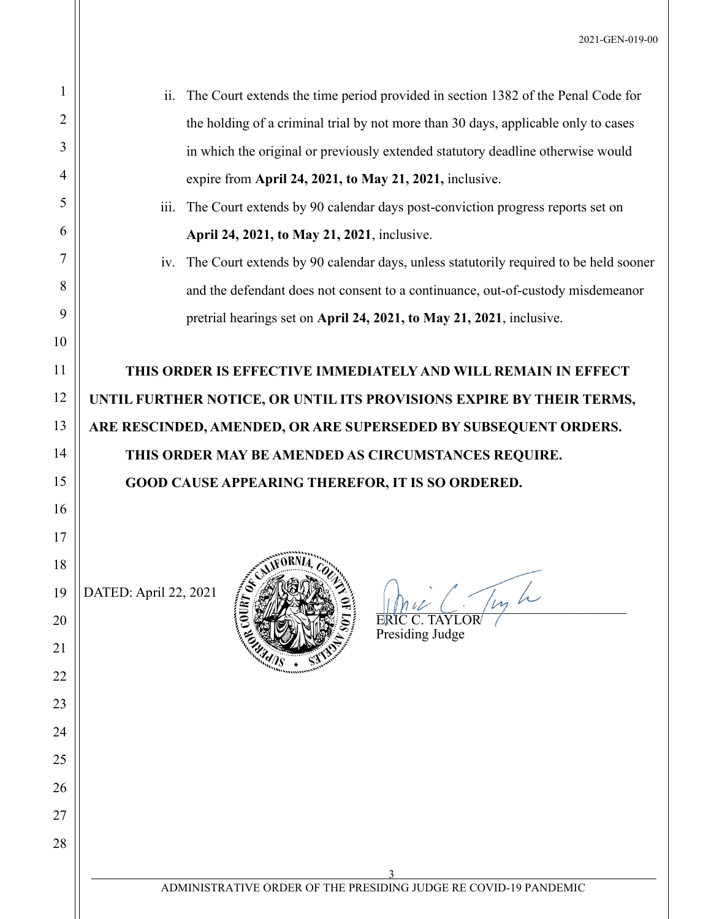ii. The Court extends the time period provided in section 1382 of the Penal Code for the holding of a criminal trial by not more than 30 days, applicable only to cases in which the original or previously extended statutory deadline otherwise would expire from **April 24, 2021, to May 21, 2021,** inclusive.

iii. The Court extends by 90 calendar days post-conviction progress reports set on **April 24, 2021, to May 21, 2021**, inclusive.

iv. The Court extends by 90 calendar days, unless statutorily required to be held sooner and the defendant does not consent to a continuance, out-of-custody misdemeanor pretrial hearings set on **April 24, 2021, to May 21, 2021**, inclusive.

**THIS ORDER IS EFFECTIVE IMMEDIATELY AND WILL REMAIN IN EFFECT UNTIL FURTHER NOTICE, OR UNTIL ITS PROVISIONS EXPIRE BY THEIR TERMS, ARE RESCINDED, AMENDED, OR ARE SUPERSEDED BY SUBSEQUENT ORDERS.**

**THIS ORDER MAY BE AMENDED AS CIRCUMSTANCES REQUIRE.**

**GOOD CAUSE APPEARING THEREFOR, IT IS SO ORDERED.**

DATED: April 22, 2021

SUPERIOR COURT OF CALIFORNIA, COUNTY OF LOS ANGELES

ERIC C. TAYLOR
Presiding Judge